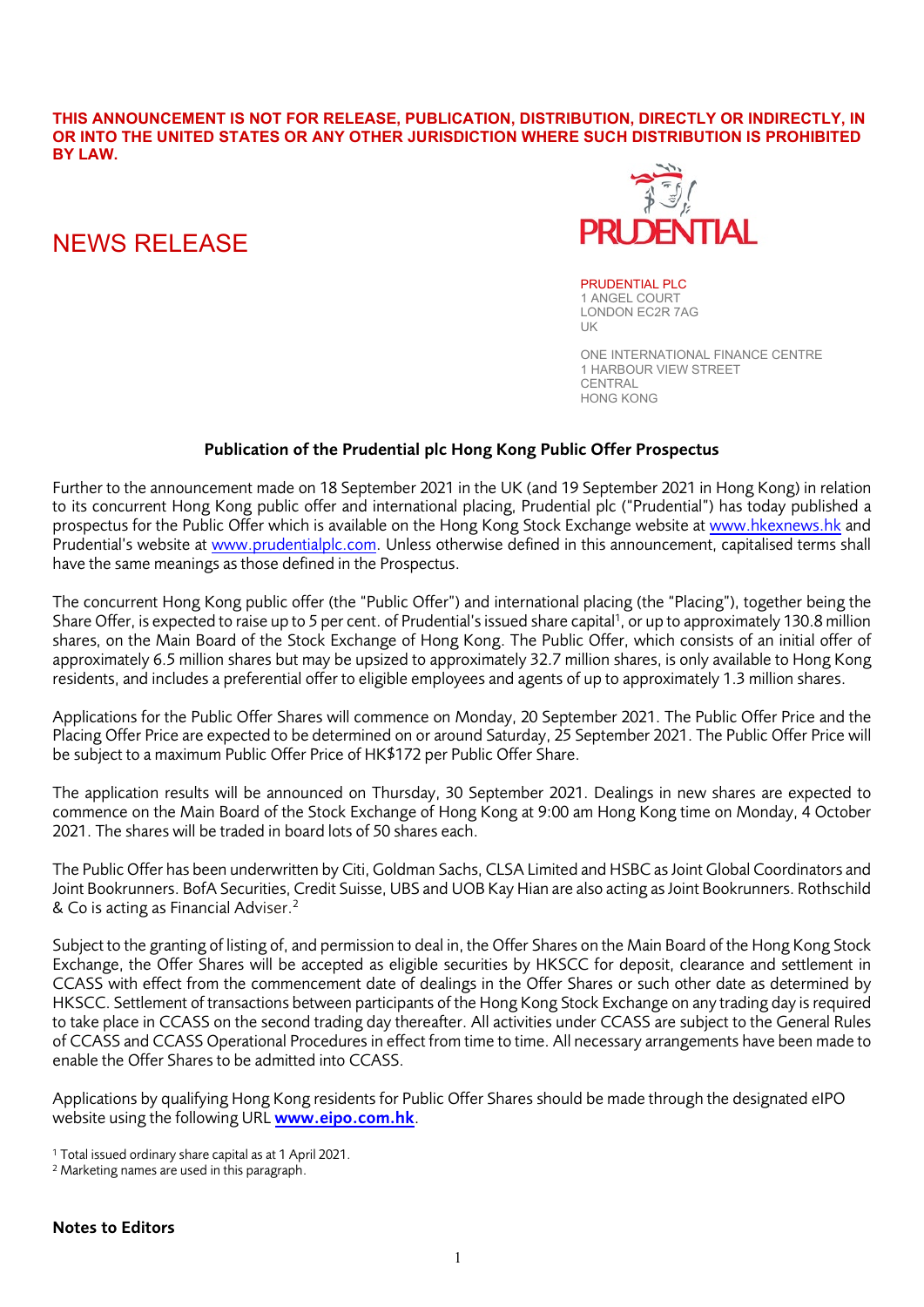**THIS ANNOUNCEMENT IS NOT FOR RELEASE, PUBLICATION, DISTRIBUTION, DIRECTLY OR INDIRECTLY, IN OR INTO THE UNITED STATES OR ANY OTHER JURISDICTION WHERE SUCH DISTRIBUTION IS PROHIBITED BY LAW.**

# NEWS RELEASE

PRUDENTIAL PLC
1 ANGEL COURT
LONDON EC2R 7AG
UK

ONE INTERNATIONAL FINANCE CENTRE
1 HARBOUR VIEW STREET
CENTRAL
HONG KONG

## Publication of the Prudential plc Hong Kong Public Offer Prospectus

Further to the announcement made on 18 September 2021 in the UK (and 19 September 2021 in Hong Kong) in relation to its concurrent Hong Kong public offer and international placing, Prudential plc ("Prudential") has today published a prospectus for the Public Offer which is available on the Hong Kong Stock Exchange website at www.hkexnews.hk and Prudential's website at www.prudentialplc.com. Unless otherwise defined in this announcement, capitalised terms shall have the same meanings as those defined in the Prospectus.

The concurrent Hong Kong public offer (the "Public Offer") and international placing (the "Placing"), together being the Share Offer, is expected to raise up to 5 per cent. of Prudential's issued share capital[1], or up to approximately 130.8 million shares, on the Main Board of the Stock Exchange of Hong Kong. The Public Offer, which consists of an initial offer of approximately 6.5 million shares but may be upsized to approximately 32.7 million shares, is only available to Hong Kong residents, and includes a preferential offer to eligible employees and agents of up to approximately 1.3 million shares.

Applications for the Public Offer Shares will commence on Monday, 20 September 2021. The Public Offer Price and the Placing Offer Price are expected to be determined on or around Saturday, 25 September 2021. The Public Offer Price will be subject to a maximum Public Offer Price of HK$172 per Public Offer Share.

The application results will be announced on Thursday, 30 September 2021. Dealings in new shares are expected to commence on the Main Board of the Stock Exchange of Hong Kong at 9:00 am Hong Kong time on Monday, 4 October 2021. The shares will be traded in board lots of 50 shares each.

The Public Offer has been underwritten by Citi, Goldman Sachs, CLSA Limited and HSBC as Joint Global Coordinators and Joint Bookrunners. BofA Securities, Credit Suisse, UBS and UOB Kay Hian are also acting as Joint Bookrunners. Rothschild & Co is acting as Financial Adviser.[2]

Subject to the granting of listing of, and permission to deal in, the Offer Shares on the Main Board of the Hong Kong Stock Exchange, the Offer Shares will be accepted as eligible securities by HKSCC for deposit, clearance and settlement in CCASS with effect from the commencement date of dealings in the Offer Shares or such other date as determined by HKSCC. Settlement of transactions between participants of the Hong Kong Stock Exchange on any trading day is required to take place in CCASS on the second trading day thereafter. All activities under CCASS are subject to the General Rules of CCASS and CCASS Operational Procedures in effect from time to time. All necessary arrangements have been made to enable the Offer Shares to be admitted into CCASS.

Applications by qualifying Hong Kong residents for Public Offer Shares should be made through the designated eIPO website using the following URL **www.eipo.com.hk**.

[1] Total issued ordinary share capital as at 1 April 2021.
[2] Marketing names are used in this paragraph.

**Notes to Editors**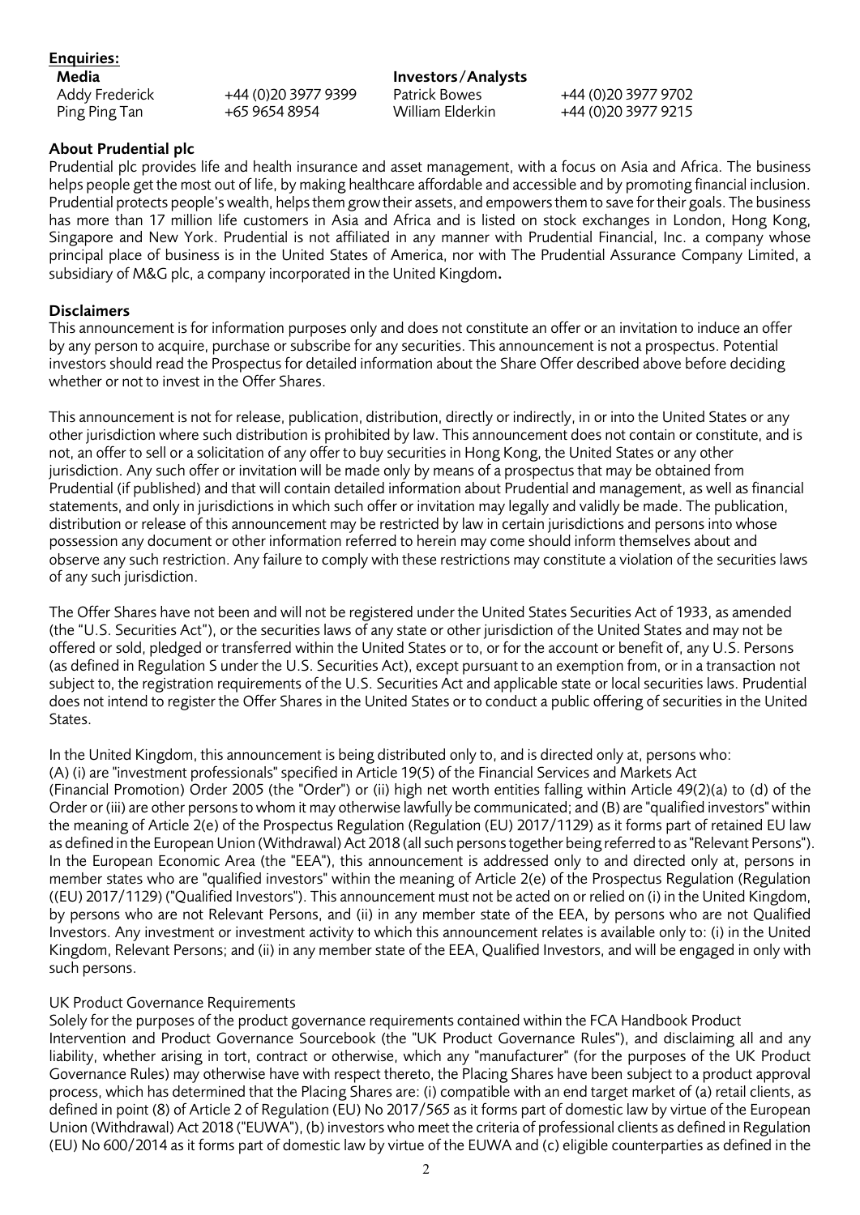**Enquiries:**

| **Media** | | **Investors/Analysts** | |
|---|---|---|---|
| Addy Frederick | +44 (0)20 3977 9399 | Patrick Bowes | +44 (0)20 3977 9702 |
| Ping Ping Tan | +65 9654 8954 | William Elderkin | +44 (0)20 3977 9215 |

**About Prudential plc**

Prudential plc provides life and health insurance and asset management, with a focus on Asia and Africa. The business helps people get the most out of life, by making healthcare affordable and accessible and by promoting financial inclusion. Prudential protects people's wealth, helps them grow their assets, and empowers them to save for their goals. The business has more than 17 million life customers in Asia and Africa and is listed on stock exchanges in London, Hong Kong, Singapore and New York. Prudential is not affiliated in any manner with Prudential Financial, Inc. a company whose principal place of business is in the United States of America, nor with The Prudential Assurance Company Limited, a subsidiary of M&G plc, a company incorporated in the United Kingdom.

**Disclaimers**

This announcement is for information purposes only and does not constitute an offer or an invitation to induce an offer by any person to acquire, purchase or subscribe for any securities. This announcement is not a prospectus. Potential investors should read the Prospectus for detailed information about the Share Offer described above before deciding whether or not to invest in the Offer Shares.

This announcement is not for release, publication, distribution, directly or indirectly, in or into the United States or any other jurisdiction where such distribution is prohibited by law. This announcement does not contain or constitute, and is not, an offer to sell or a solicitation of any offer to buy securities in Hong Kong, the United States or any other jurisdiction. Any such offer or invitation will be made only by means of a prospectus that may be obtained from Prudential (if published) and that will contain detailed information about Prudential and management, as well as financial statements, and only in jurisdictions in which such offer or invitation may legally and validly be made. The publication, distribution or release of this announcement may be restricted by law in certain jurisdictions and persons into whose possession any document or other information referred to herein may come should inform themselves about and observe any such restriction. Any failure to comply with these restrictions may constitute a violation of the securities laws of any such jurisdiction.

The Offer Shares have not been and will not be registered under the United States Securities Act of 1933, as amended (the "U.S. Securities Act"), or the securities laws of any state or other jurisdiction of the United States and may not be offered or sold, pledged or transferred within the United States or to, or for the account or benefit of, any U.S. Persons (as defined in Regulation S under the U.S. Securities Act), except pursuant to an exemption from, or in a transaction not subject to, the registration requirements of the U.S. Securities Act and applicable state or local securities laws. Prudential does not intend to register the Offer Shares in the United States or to conduct a public offering of securities in the United States.

In the United Kingdom, this announcement is being distributed only to, and is directed only at, persons who: (A) (i) are "investment professionals" specified in Article 19(5) of the Financial Services and Markets Act (Financial Promotion) Order 2005 (the "Order") or (ii) high net worth entities falling within Article 49(2)(a) to (d) of the Order or (iii) are other persons to whom it may otherwise lawfully be communicated; and (B) are "qualified investors" within the meaning of Article 2(e) of the Prospectus Regulation (Regulation (EU) 2017/1129) as it forms part of retained EU law as defined in the European Union (Withdrawal) Act 2018 (all such persons together being referred to as "Relevant Persons"). In the European Economic Area (the "EEA"), this announcement is addressed only to and directed only at, persons in member states who are "qualified investors" within the meaning of Article 2(e) of the Prospectus Regulation (Regulation ((EU) 2017/1129) ("Qualified Investors"). This announcement must not be acted on or relied on (i) in the United Kingdom, by persons who are not Relevant Persons, and (ii) in any member state of the EEA, by persons who are not Qualified Investors. Any investment or investment activity to which this announcement relates is available only to: (i) in the United Kingdom, Relevant Persons; and (ii) in any member state of the EEA, Qualified Investors, and will be engaged in only with such persons.

UK Product Governance Requirements

Solely for the purposes of the product governance requirements contained within the FCA Handbook Product Intervention and Product Governance Sourcebook (the "UK Product Governance Rules"), and disclaiming all and any liability, whether arising in tort, contract or otherwise, which any "manufacturer" (for the purposes of the UK Product Governance Rules) may otherwise have with respect thereto, the Placing Shares have been subject to a product approval process, which has determined that the Placing Shares are: (i) compatible with an end target market of (a) retail clients, as defined in point (8) of Article 2 of Regulation (EU) No 2017/565 as it forms part of domestic law by virtue of the European Union (Withdrawal) Act 2018 ("EUWA"), (b) investors who meet the criteria of professional clients as defined in Regulation (EU) No 600/2014 as it forms part of domestic law by virtue of the EUWA and (c) eligible counterparties as defined in the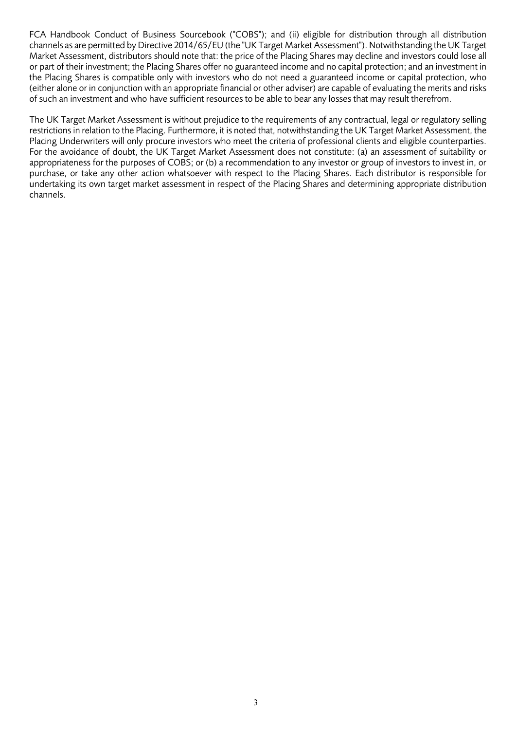FCA Handbook Conduct of Business Sourcebook ("COBS"); and (ii) eligible for distribution through all distribution channels as are permitted by Directive 2014/65/EU (the "UK Target Market Assessment"). Notwithstanding the UK Target Market Assessment, distributors should note that: the price of the Placing Shares may decline and investors could lose all or part of their investment; the Placing Shares offer no guaranteed income and no capital protection; and an investment in the Placing Shares is compatible only with investors who do not need a guaranteed income or capital protection, who (either alone or in conjunction with an appropriate financial or other adviser) are capable of evaluating the merits and risks of such an investment and who have sufficient resources to be able to bear any losses that may result therefrom.

The UK Target Market Assessment is without prejudice to the requirements of any contractual, legal or regulatory selling restrictions in relation to the Placing. Furthermore, it is noted that, notwithstanding the UK Target Market Assessment, the Placing Underwriters will only procure investors who meet the criteria of professional clients and eligible counterparties. For the avoidance of doubt, the UK Target Market Assessment does not constitute: (a) an assessment of suitability or appropriateness for the purposes of COBS; or (b) a recommendation to any investor or group of investors to invest in, or purchase, or take any other action whatsoever with respect to the Placing Shares. Each distributor is responsible for undertaking its own target market assessment in respect of the Placing Shares and determining appropriate distribution channels.